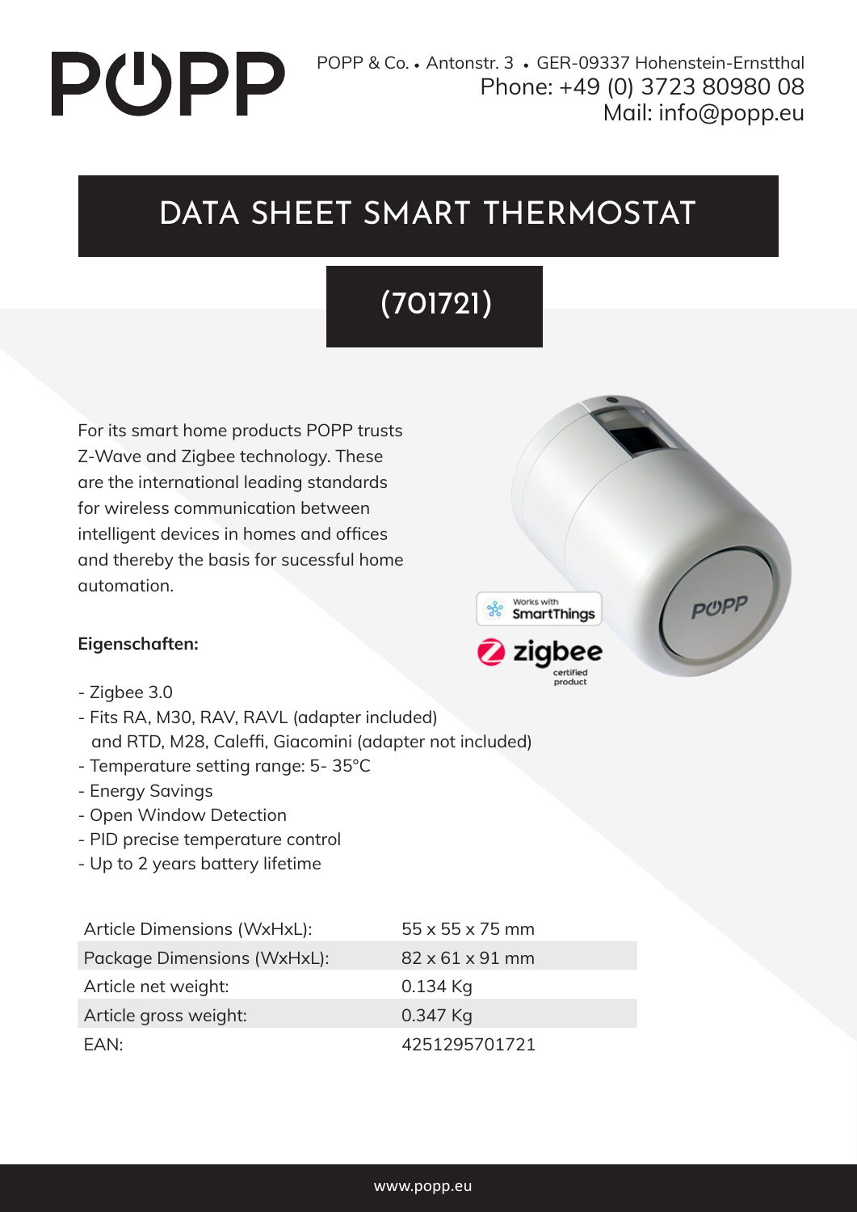POPP

POPP & Co. • Antonstr. 3 • GER-09337 Hohenstein-Ernstthal
Phone: +49 (0) 3723 80980 08
Mail: info@popp.eu

# DATA SHEET SMART THERMOSTAT

## (701721)

For its smart home products POPP trusts Z-Wave and Zigbee technology. These are the international leading standards for wireless communication between intelligent devices in homes and offices and thereby the basis for sucessful home automation.

Works with SmartThings

zigbee certified product

**Eigenschaften:**

- Zigbee 3.0
- Fits RA, M30, RAV, RAVL (adapter included) and RTD, M28, Caleffi, Giacomini (adapter not included)
- Temperature setting range: 5- 35°C
- Energy Savings
- Open Window Detection
- PID precise temperature control
- Up to 2 years battery lifetime

| | |
|---|---|
| Article Dimensions (WxHxL): | 55 x 55 x 75 mm |
| Package Dimensions (WxHxL): | 82 x 61 x 91 mm |
| Article net weight: | 0.134 Kg |
| Article gross weight: | 0.347 Kg |
| EAN: | 4251295701721 |

www.popp.eu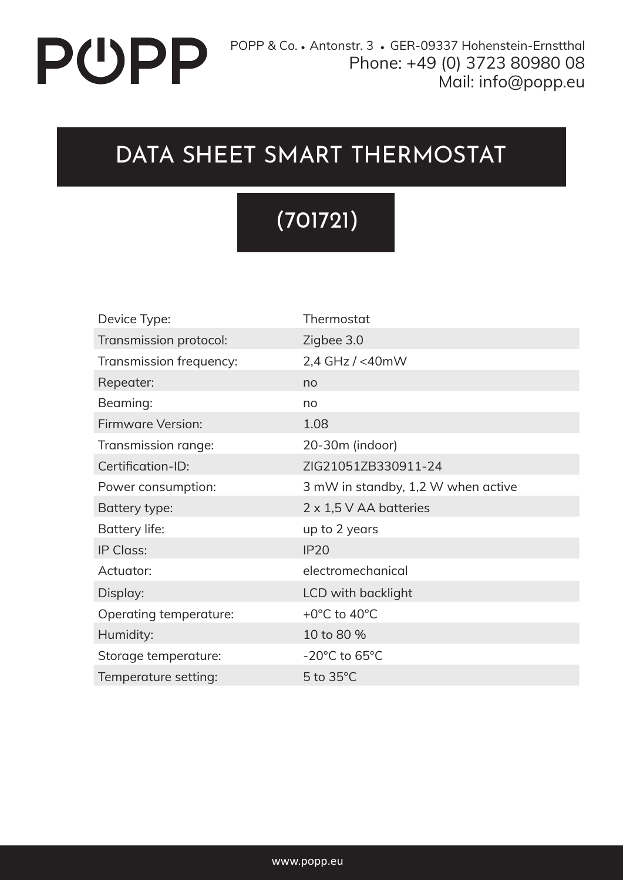POPP

POPP & Co. • Antonstr. 3 • GER-09337 Hohenstein-Ernstthal
Phone: +49 (0) 3723 80980 08
Mail: info@popp.eu

# DATA SHEET SMART THERMOSTAT

## (701721)

| | |
|---|---|
| Device Type: | Thermostat |
| Transmission protocol: | Zigbee 3.0 |
| Transmission frequency: | 2,4 GHz / <40mW |
| Repeater: | no |
| Beaming: | no |
| Firmware Version: | 1.08 |
| Transmission range: | 20-30m (indoor) |
| Certification-ID: | ZIG21051ZB330911-24 |
| Power consumption: | 3 mW in standby, 1,2 W when active |
| Battery type: | 2 x 1,5 V AA batteries |
| Battery life: | up to 2 years |
| IP Class: | IP20 |
| Actuator: | electromechanical |
| Display: | LCD with backlight |
| Operating temperature: | +0°C to 40°C |
| Humidity: | 10 to 80 % |
| Storage temperature: | -20°C to 65°C |
| Temperature setting: | 5 to 35°C |

www.popp.eu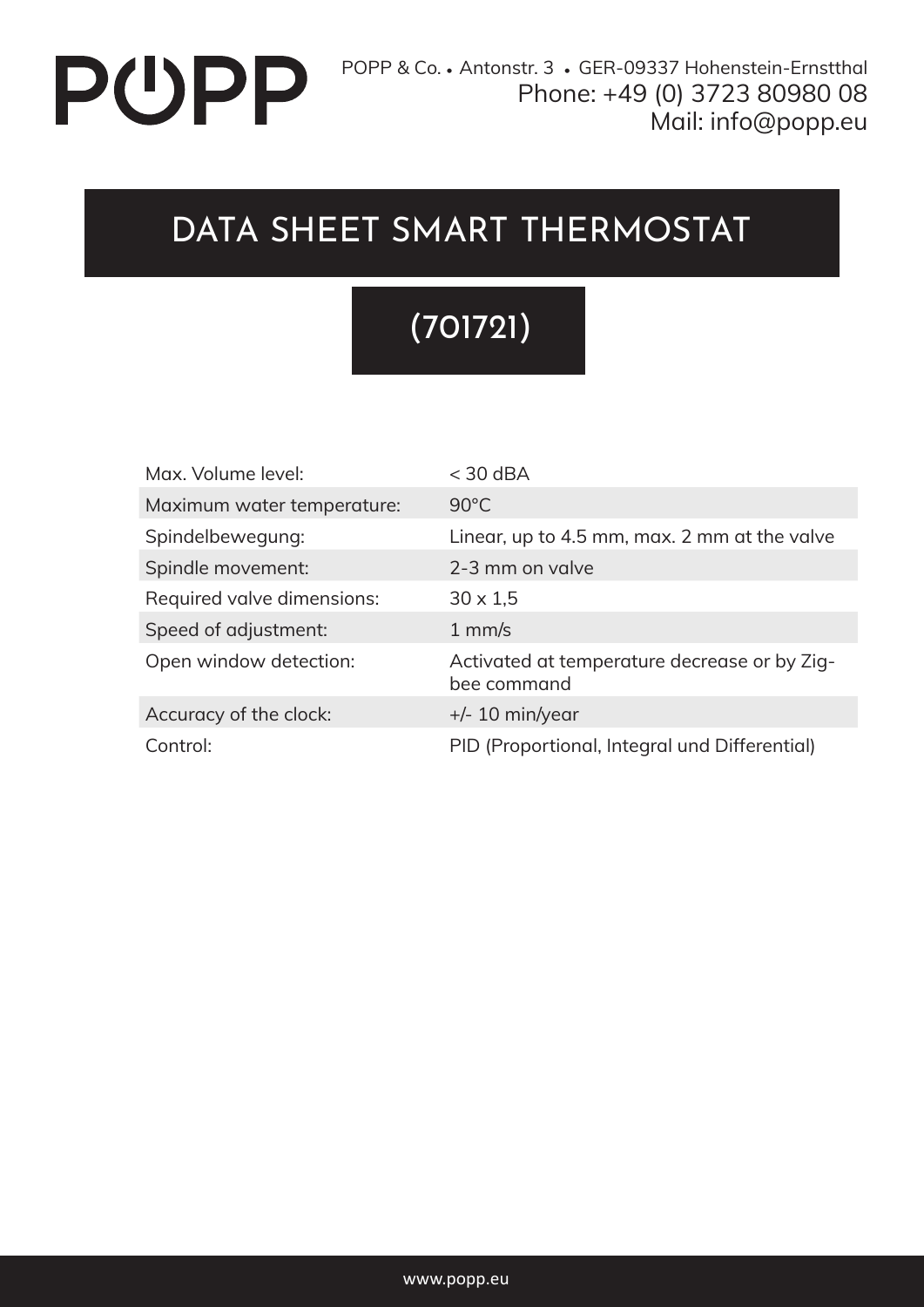POPP & Co. • Antonstr. 3 • GER-09337 Hohenstein-Ernstthal
Phone: +49 (0) 3723 80980 08
Mail: info@popp.eu

# DATA SHEET SMART THERMOSTAT

## (701721)

| | |
|---|---|
| Max. Volume level: | < 30 dBA |
| Maximum water temperature: | 90°C |
| Spindelbewegung: | Linear, up to 4.5 mm, max. 2 mm at the valve |
| Spindle movement: | 2-3 mm on valve |
| Required valve dimensions: | 30 x 1,5 |
| Speed of adjustment: | 1 mm/s |
| Open window detection: | Activated at temperature decrease or by Zigbee command |
| Accuracy of the clock: | +/- 10 min/year |
| Control: | PID (Proportional, Integral und Differential) |